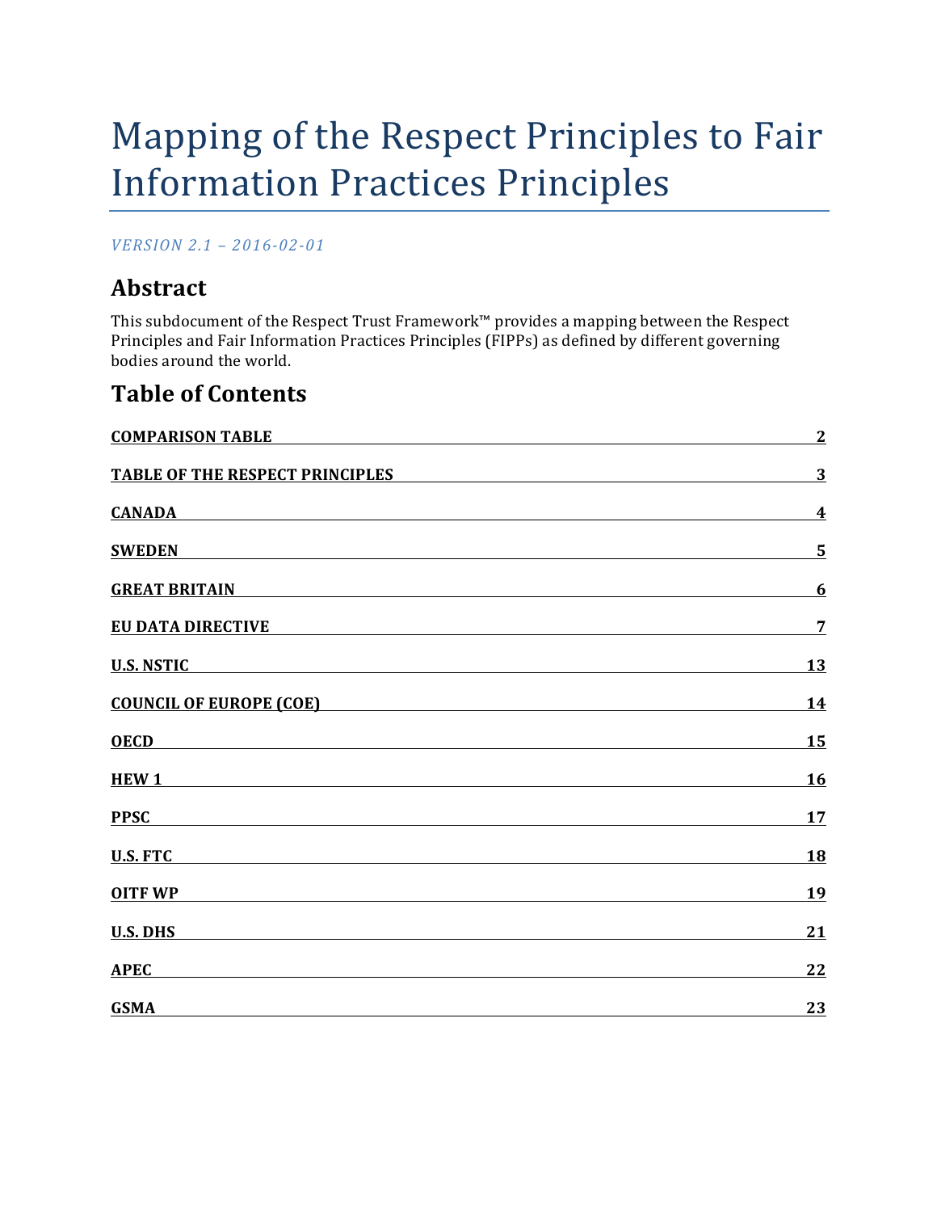# Mapping of the Respect Principles to Fair Information Practices Principles

*VERSION 2.1 – 2016-02-01*

## Abstract

This subdocument of the Respect Trust Framework™ provides a mapping between the Respect Principles and Fair Information Practices Principles (FIPPs) as defined by different governing bodies around the world.

## Table of Contents

| | |
|---|---|
| **COMPARISON TABLE** | **2** |
| **TABLE OF THE RESPECT PRINCIPLES** | **3** |
| **CANADA** | **4** |
| **SWEDEN** | **5** |
| **GREAT BRITAIN** | **6** |
| **EU DATA DIRECTIVE** | **7** |
| **U.S. NSTIC** | **13** |
| **COUNCIL OF EUROPE (COE)** | **14** |
| **OECD** | **15** |
| **HEW 1** | **16** |
| **PPSC** | **17** |
| **U.S. FTC** | **18** |
| **OITF WP** | **19** |
| **U.S. DHS** | **21** |
| **APEC** | **22** |
| **GSMA** | **23** |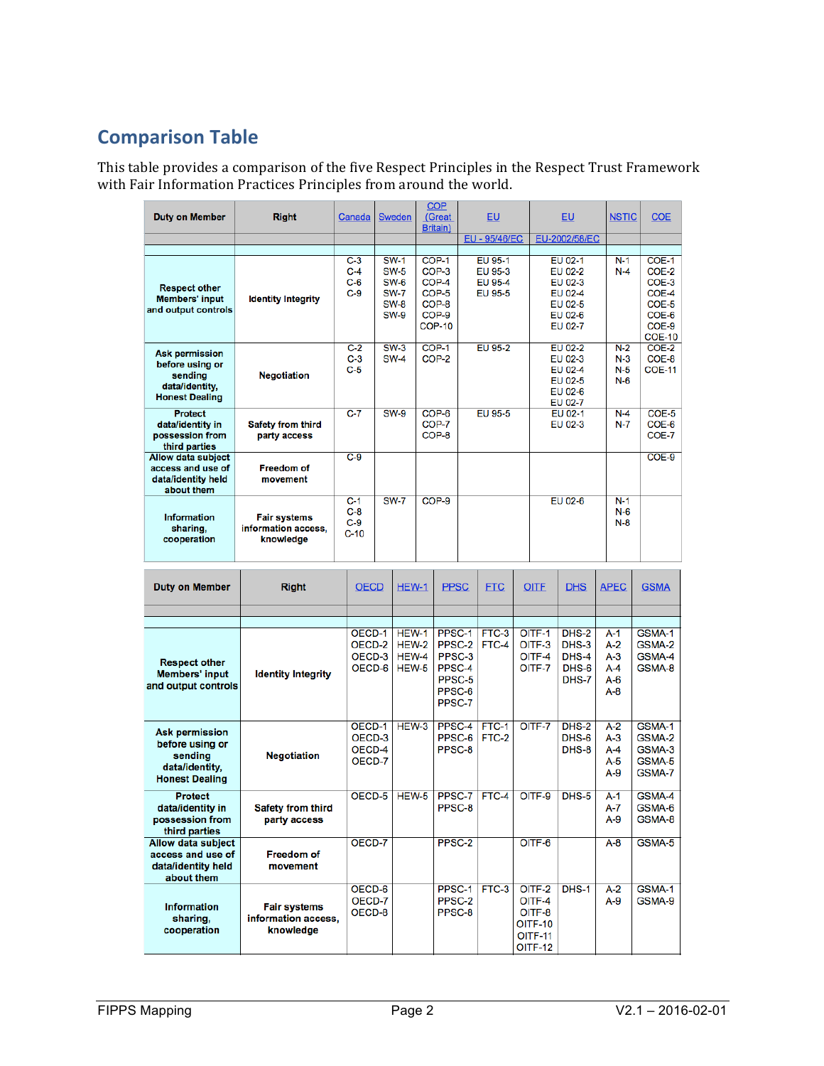## Comparison Table

This table provides a comparison of the five Respect Principles in the Respect Trust Framework with Fair Information Practices Principles from around the world.

| Duty on Member | Right | Canada | Sweden | COP (Great Britain) | EU | EU | NSTIC | COE |
|---|---|---|---|---|---|---|---|---|
| | | | | | EU - 95/46/EC | EU-2002/58/EC | | |
| Respect other Members' input and output controls | Identity Integrity | C-3 C-4 C-6 C-9 | SW-1 SW-5 SW-6 SW-7 SW-8 SW-9 | COP-1 COP-3 COP-4 COP-5 COP-8 COP-9 COP-10 | EU 95-1 EU 95-3 EU 95-4 EU 95-5 | EU 02-1 EU 02-2 EU 02-3 EU 02-4 EU 02-5 EU 02-6 EU 02-7 | N-1 N-4 | COE-1 COE-2 COE-3 COE-4 COE-5 COE-6 COE-9 COE-10 |
| Ask permission before using or sending data/identity, Honest Dealing | Negotiation | C-2 C-3 C-5 | SW-3 SW-4 | COP-1 COP-2 | EU 95-2 | EU 02-2 EU 02-3 EU 02-4 EU 02-5 EU 02-6 EU 02-7 | N-2 N-3 N-5 N-6 | COE-2 COE-8 COE-11 |
| Protect data/identity in possession from third parties | Safety from third party access | C-7 | SW-9 | COP-6 COP-7 COP-8 | EU 95-5 | EU 02-1 EU 02-3 | N-4 N-7 | COE-5 COE-6 COE-7 |
| Allow data subject access and use of data/identity held about them | Freedom of movement | C-9 | | | | | | COE-9 |
| Information sharing, cooperation | Fair systems information access, knowledge | C-1 C-8 C-9 C-10 | SW-7 | COP-9 | | EU 02-6 | N-1 N-6 N-8 | |

| Duty on Member | Right | OECD | HEW-1 | PPSC | FTC | OITF | DHS | APEC | GSMA |
|---|---|---|---|---|---|---|---|---|---|
| Respect other Members' input and output controls | Identity Integrity | OECD-1 OECD-2 OECD-3 OECD-6 | HEW-1 HEW-2 HEW-4 HEW-5 | PPSC-1 PPSC-2 PPSC-3 PPSC-4 PPSC-5 PPSC-6 PPSC-7 | FTC-3 FTC-4 | OITF-1 OITF-3 OITF-4 OITF-7 | DHS-2 DHS-3 DHS-4 DHS-6 DHS-7 | A-1 A-2 A-3 A-4 A-6 A-8 | GSMA-1 GSMA-2 GSMA-4 GSMA-8 |
| Ask permission before using or sending data/identity, Honest Dealing | Negotiation | OECD-1 OECD-3 OECD-4 OECD-7 | HEW-3 | PPSC-4 PPSC-6 PPSC-8 | FTC-1 FTC-2 | OITF-7 | DHS-2 DHS-6 DHS-8 | A-2 A-3 A-4 A-5 A-9 | GSMA-1 GSMA-2 GSMA-3 GSMA-5 GSMA-7 |
| Protect data/identity in possession from third parties | Safety from third party access | OECD-5 | HEW-5 | PPSC-7 PPSC-8 | FTC-4 | OITF-9 | DHS-5 | A-1 A-7 A-9 | GSMA-4 GSMA-6 GSMA-8 |
| Allow data subject access and use of data/identity held about them | Freedom of movement | OECD-7 | | PPSC-2 | | OITF-6 | | A-8 | GSMA-5 |
| Information sharing, cooperation | Fair systems information access, knowledge | OECD-6 OECD-7 OECD-8 | | PPSC-1 PPSC-2 PPSC-8 | FTC-3 | OITF-2 OITF-4 OITF-8 OITF-10 OITF-11 OITF-12 | DHS-1 | A-2 A-9 | GSMA-1 GSMA-9 |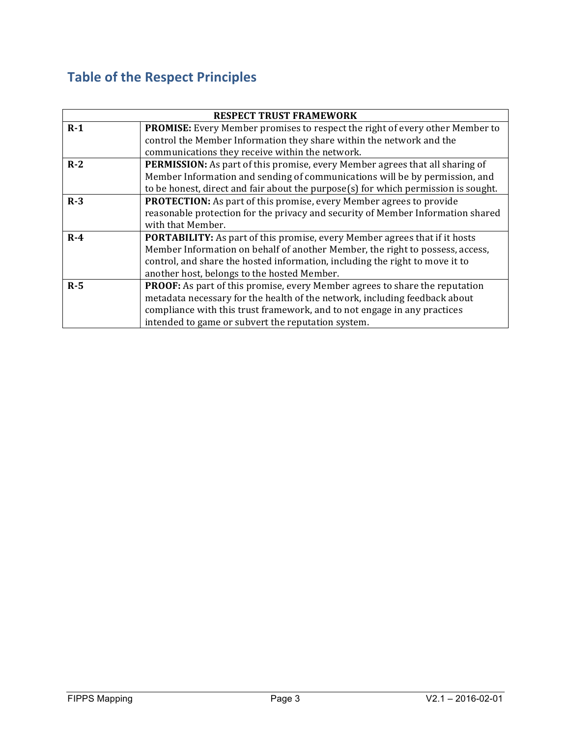## Table of the Respect Principles

| RESPECT TRUST FRAMEWORK | |
|---|---|
| **R-1** | **PROMISE:** Every Member promises to respect the right of every other Member to control the Member Information they share within the network and the communications they receive within the network. |
| **R-2** | **PERMISSION:** As part of this promise, every Member agrees that all sharing of Member Information and sending of communications will be by permission, and to be honest, direct and fair about the purpose(s) for which permission is sought. |
| **R-3** | **PROTECTION:** As part of this promise, every Member agrees to provide reasonable protection for the privacy and security of Member Information shared with that Member. |
| **R-4** | **PORTABILITY:** As part of this promise, every Member agrees that if it hosts Member Information on behalf of another Member, the right to possess, access, control, and share the hosted information, including the right to move it to another host, belongs to the hosted Member. |
| **R-5** | **PROOF:** As part of this promise, every Member agrees to share the reputation metadata necessary for the health of the network, including feedback about compliance with this trust framework, and to not engage in any practices intended to game or subvert the reputation system. |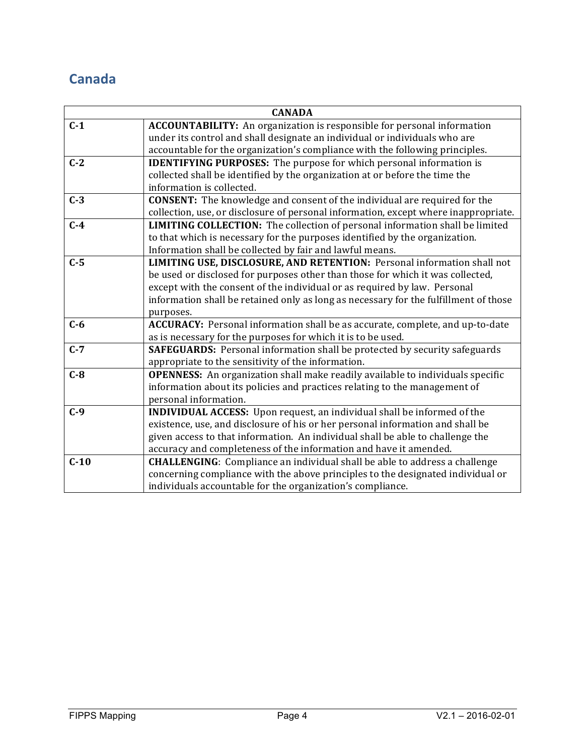## Canada

| CANADA | |
|---|---|
| **C-1** | **ACCOUNTABILITY:** An organization is responsible for personal information under its control and shall designate an individual or individuals who are accountable for the organization's compliance with the following principles. |
| **C-2** | **IDENTIFYING PURPOSES:** The purpose for which personal information is collected shall be identified by the organization at or before the time the information is collected. |
| **C-3** | **CONSENT:** The knowledge and consent of the individual are required for the collection, use, or disclosure of personal information, except where inappropriate. |
| **C-4** | **LIMITING COLLECTION:** The collection of personal information shall be limited to that which is necessary for the purposes identified by the organization. Information shall be collected by fair and lawful means. |
| **C-5** | **LIMITING USE, DISCLOSURE, AND RETENTION:** Personal information shall not be used or disclosed for purposes other than those for which it was collected, except with the consent of the individual or as required by law. Personal information shall be retained only as long as necessary for the fulfillment of those purposes. |
| **C-6** | **ACCURACY:** Personal information shall be as accurate, complete, and up-to-date as is necessary for the purposes for which it is to be used. |
| **C-7** | **SAFEGUARDS:** Personal information shall be protected by security safeguards appropriate to the sensitivity of the information. |
| **C-8** | **OPENNESS:** An organization shall make readily available to individuals specific information about its policies and practices relating to the management of personal information. |
| **C-9** | **INDIVIDUAL ACCESS:** Upon request, an individual shall be informed of the existence, use, and disclosure of his or her personal information and shall be given access to that information. An individual shall be able to challenge the accuracy and completeness of the information and have it amended. |
| **C-10** | **CHALLENGING**: Compliance an individual shall be able to address a challenge concerning compliance with the above principles to the designated individual or individuals accountable for the organization's compliance. |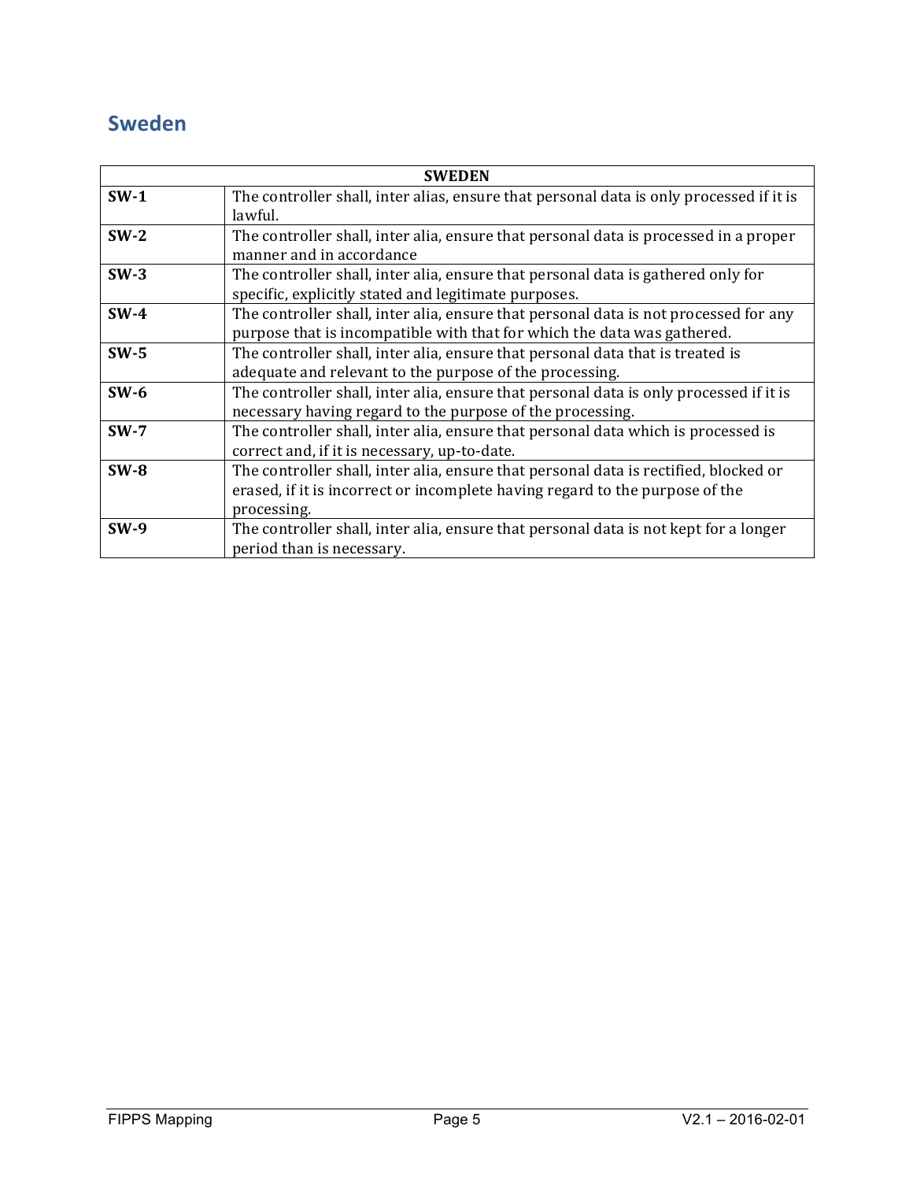## Sweden

| SWEDEN | |
|---|---|
| **SW-1** | The controller shall, inter alias, ensure that personal data is only processed if it is lawful. |
| **SW-2** | The controller shall, inter alia, ensure that personal data is processed in a proper manner and in accordance |
| **SW-3** | The controller shall, inter alia, ensure that personal data is gathered only for specific, explicitly stated and legitimate purposes. |
| **SW-4** | The controller shall, inter alia, ensure that personal data is not processed for any purpose that is incompatible with that for which the data was gathered. |
| **SW-5** | The controller shall, inter alia, ensure that personal data that is treated is adequate and relevant to the purpose of the processing. |
| **SW-6** | The controller shall, inter alia, ensure that personal data is only processed if it is necessary having regard to the purpose of the processing. |
| **SW-7** | The controller shall, inter alia, ensure that personal data which is processed is correct and, if it is necessary, up-to-date. |
| **SW-8** | The controller shall, inter alia, ensure that personal data is rectified, blocked or erased, if it is incorrect or incomplete having regard to the purpose of the processing. |
| **SW-9** | The controller shall, inter alia, ensure that personal data is not kept for a longer period than is necessary. |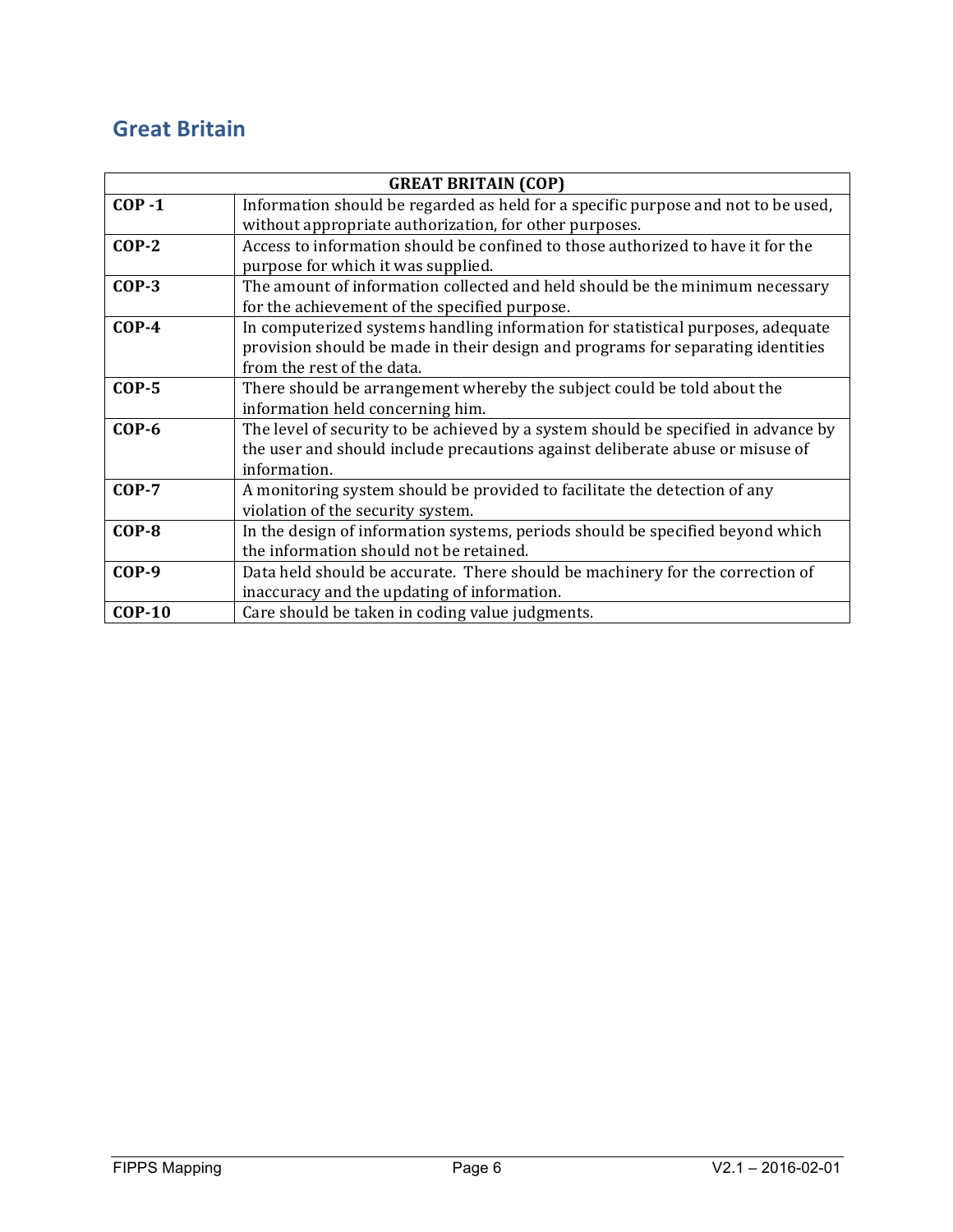## Great Britain

| GREAT BRITAIN (COP) | |
|---|---|
| **COP -1** | Information should be regarded as held for a specific purpose and not to be used, without appropriate authorization, for other purposes. |
| **COP-2** | Access to information should be confined to those authorized to have it for the purpose for which it was supplied. |
| **COP-3** | The amount of information collected and held should be the minimum necessary for the achievement of the specified purpose. |
| **COP-4** | In computerized systems handling information for statistical purposes, adequate provision should be made in their design and programs for separating identities from the rest of the data. |
| **COP-5** | There should be arrangement whereby the subject could be told about the information held concerning him. |
| **COP-6** | The level of security to be achieved by a system should be specified in advance by the user and should include precautions against deliberate abuse or misuse of information. |
| **COP-7** | A monitoring system should be provided to facilitate the detection of any violation of the security system. |
| **COP-8** | In the design of information systems, periods should be specified beyond which the information should not be retained. |
| **COP-9** | Data held should be accurate. There should be machinery for the correction of inaccuracy and the updating of information. |
| **COP-10** | Care should be taken in coding value judgments. |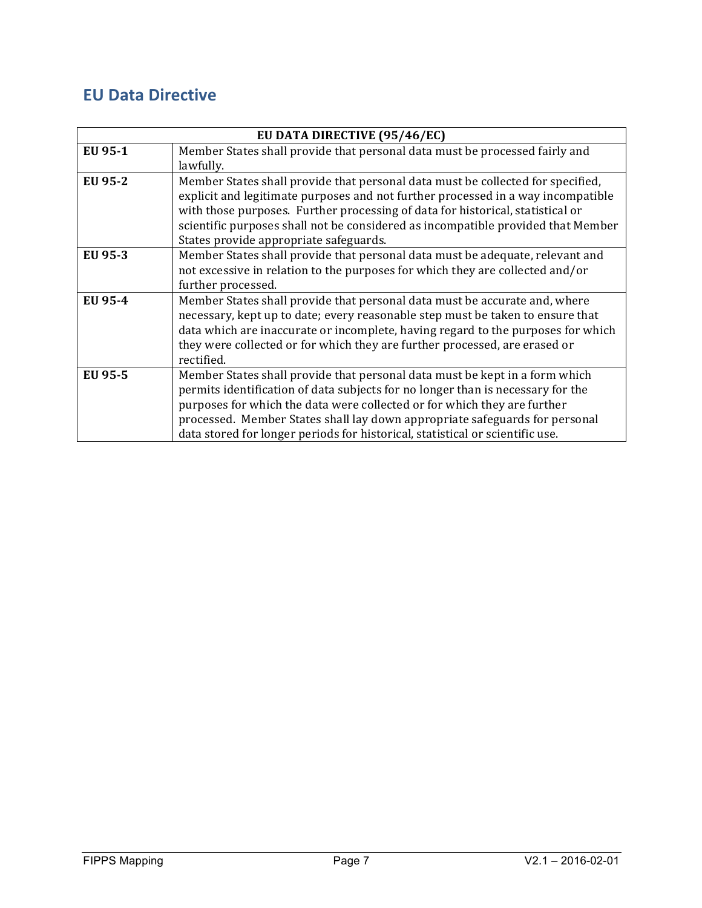## EU Data Directive

| EU DATA DIRECTIVE (95/46/EC) | |
|---|---|
| **EU 95-1** | Member States shall provide that personal data must be processed fairly and lawfully. |
| **EU 95-2** | Member States shall provide that personal data must be collected for specified, explicit and legitimate purposes and not further processed in a way incompatible with those purposes. Further processing of data for historical, statistical or scientific purposes shall not be considered as incompatible provided that Member States provide appropriate safeguards. |
| **EU 95-3** | Member States shall provide that personal data must be adequate, relevant and not excessive in relation to the purposes for which they are collected and/or further processed. |
| **EU 95-4** | Member States shall provide that personal data must be accurate and, where necessary, kept up to date; every reasonable step must be taken to ensure that data which are inaccurate or incomplete, having regard to the purposes for which they were collected or for which they are further processed, are erased or rectified. |
| **EU 95-5** | Member States shall provide that personal data must be kept in a form which permits identification of data subjects for no longer than is necessary for the purposes for which the data were collected or for which they are further processed. Member States shall lay down appropriate safeguards for personal data stored for longer periods for historical, statistical or scientific use. |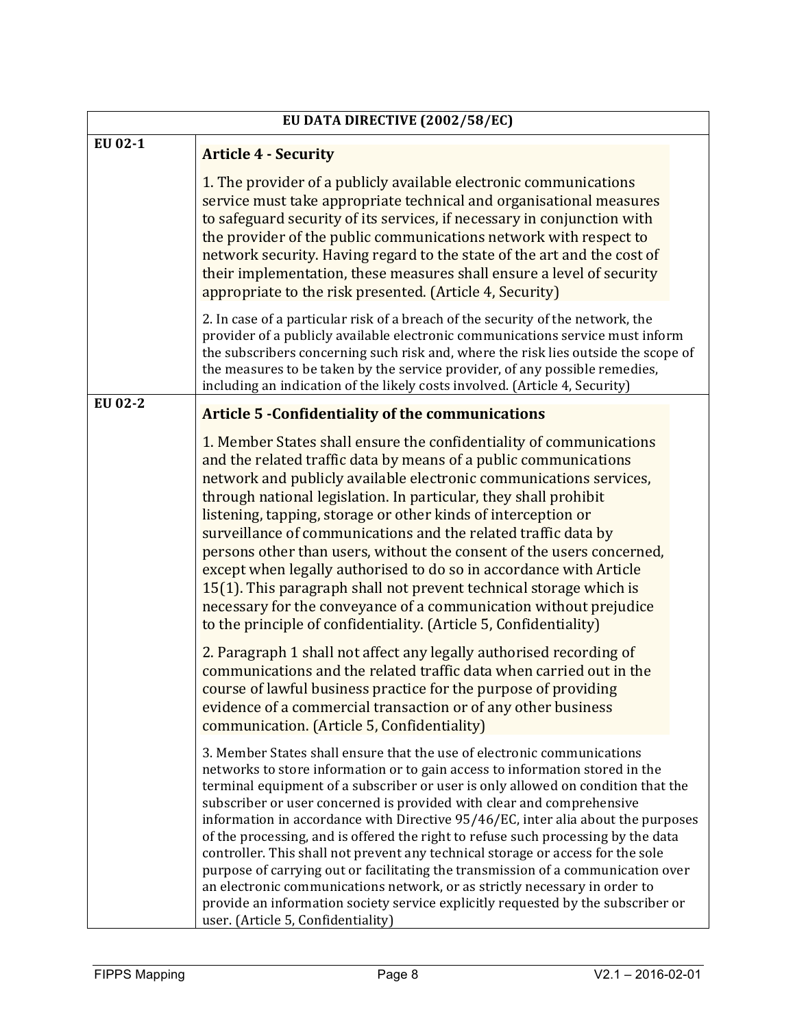| EU DATA DIRECTIVE (2002/58/EC) | |
|---|---|
| EU 02-1 | **Article 4 - Security**<br><br>1. The provider of a publicly available electronic communications service must take appropriate technical and organisational measures to safeguard security of its services, if necessary in conjunction with the provider of the public communications network with respect to network security. Having regard to the state of the art and the cost of their implementation, these measures shall ensure a level of security appropriate to the risk presented. (Article 4, Security)<br><br>2. In case of a particular risk of a breach of the security of the network, the provider of a publicly available electronic communications service must inform the subscribers concerning such risk and, where the risk lies outside the scope of the measures to be taken by the service provider, of any possible remedies, including an indication of the likely costs involved. (Article 4, Security) |
| EU 02-2 | **Article 5 -Confidentiality of the communications**<br><br>1. Member States shall ensure the confidentiality of communications and the related traffic data by means of a public communications network and publicly available electronic communications services, through national legislation. In particular, they shall prohibit listening, tapping, storage or other kinds of interception or surveillance of communications and the related traffic data by persons other than users, without the consent of the users concerned, except when legally authorised to do so in accordance with Article 15(1). This paragraph shall not prevent technical storage which is necessary for the conveyance of a communication without prejudice to the principle of confidentiality. (Article 5, Confidentiality)<br><br>2. Paragraph 1 shall not affect any legally authorised recording of communications and the related traffic data when carried out in the course of lawful business practice for the purpose of providing evidence of a commercial transaction or of any other business communication. (Article 5, Confidentiality)<br><br>3. Member States shall ensure that the use of electronic communications networks to store information or to gain access to information stored in the terminal equipment of a subscriber or user is only allowed on condition that the subscriber or user concerned is provided with clear and comprehensive information in accordance with Directive 95/46/EC, inter alia about the purposes of the processing, and is offered the right to refuse such processing by the data controller. This shall not prevent any technical storage or access for the sole purpose of carrying out or facilitating the transmission of a communication over an electronic communications network, or as strictly necessary in order to provide an information society service explicitly requested by the subscriber or user. (Article 5, Confidentiality) |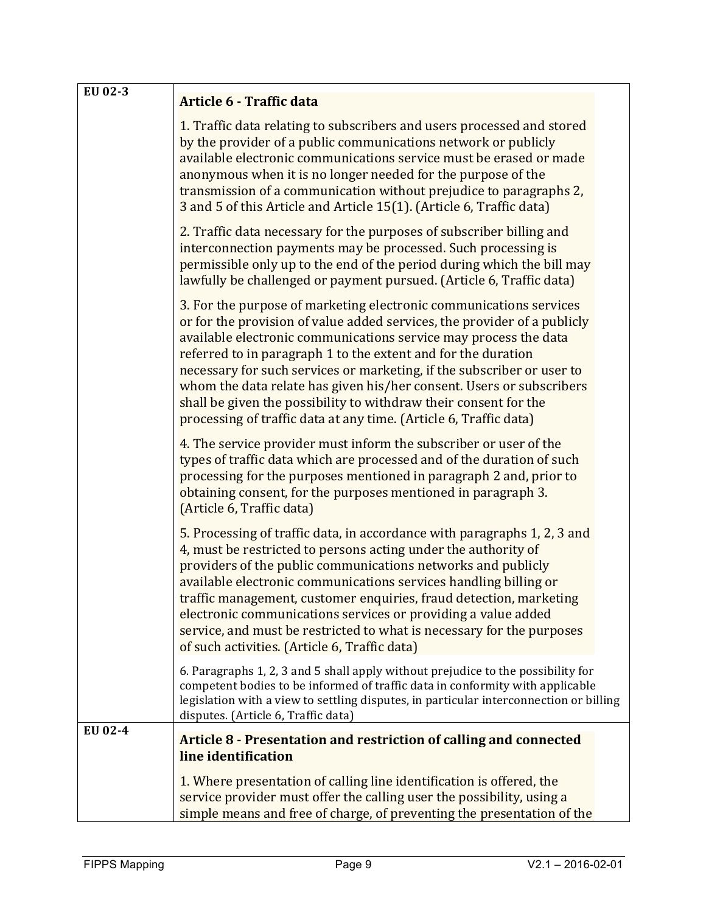| | |
|---|---|
| **EU 02-3** | **Article 6 - Traffic data**<br><br>1. Traffic data relating to subscribers and users processed and stored by the provider of a public communications network or publicly available electronic communications service must be erased or made anonymous when it is no longer needed for the purpose of the transmission of a communication without prejudice to paragraphs 2, 3 and 5 of this Article and Article 15(1). (Article 6, Traffic data)<br><br>2. Traffic data necessary for the purposes of subscriber billing and interconnection payments may be processed. Such processing is permissible only up to the end of the period during which the bill may lawfully be challenged or payment pursued. (Article 6, Traffic data)<br><br>3. For the purpose of marketing electronic communications services or for the provision of value added services, the provider of a publicly available electronic communications service may process the data referred to in paragraph 1 to the extent and for the duration necessary for such services or marketing, if the subscriber or user to whom the data relate has given his/her consent. Users or subscribers shall be given the possibility to withdraw their consent for the processing of traffic data at any time. (Article 6, Traffic data)<br><br>4. The service provider must inform the subscriber or user of the types of traffic data which are processed and of the duration of such processing for the purposes mentioned in paragraph 2 and, prior to obtaining consent, for the purposes mentioned in paragraph 3. (Article 6, Traffic data)<br><br>5. Processing of traffic data, in accordance with paragraphs 1, 2, 3 and 4, must be restricted to persons acting under the authority of providers of the public communications networks and publicly available electronic communications services handling billing or traffic management, customer enquiries, fraud detection, marketing electronic communications services or providing a value added service, and must be restricted to what is necessary for the purposes of such activities. (Article 6, Traffic data)<br><br>6. Paragraphs 1, 2, 3 and 5 shall apply without prejudice to the possibility for competent bodies to be informed of traffic data in conformity with applicable legislation with a view to settling disputes, in particular interconnection or billing disputes. (Article 6, Traffic data) |
| **EU 02-4** | **Article 8 - Presentation and restriction of calling and connected line identification**<br><br>1. Where presentation of calling line identification is offered, the service provider must offer the calling user the possibility, using a simple means and free of charge, of preventing the presentation of the |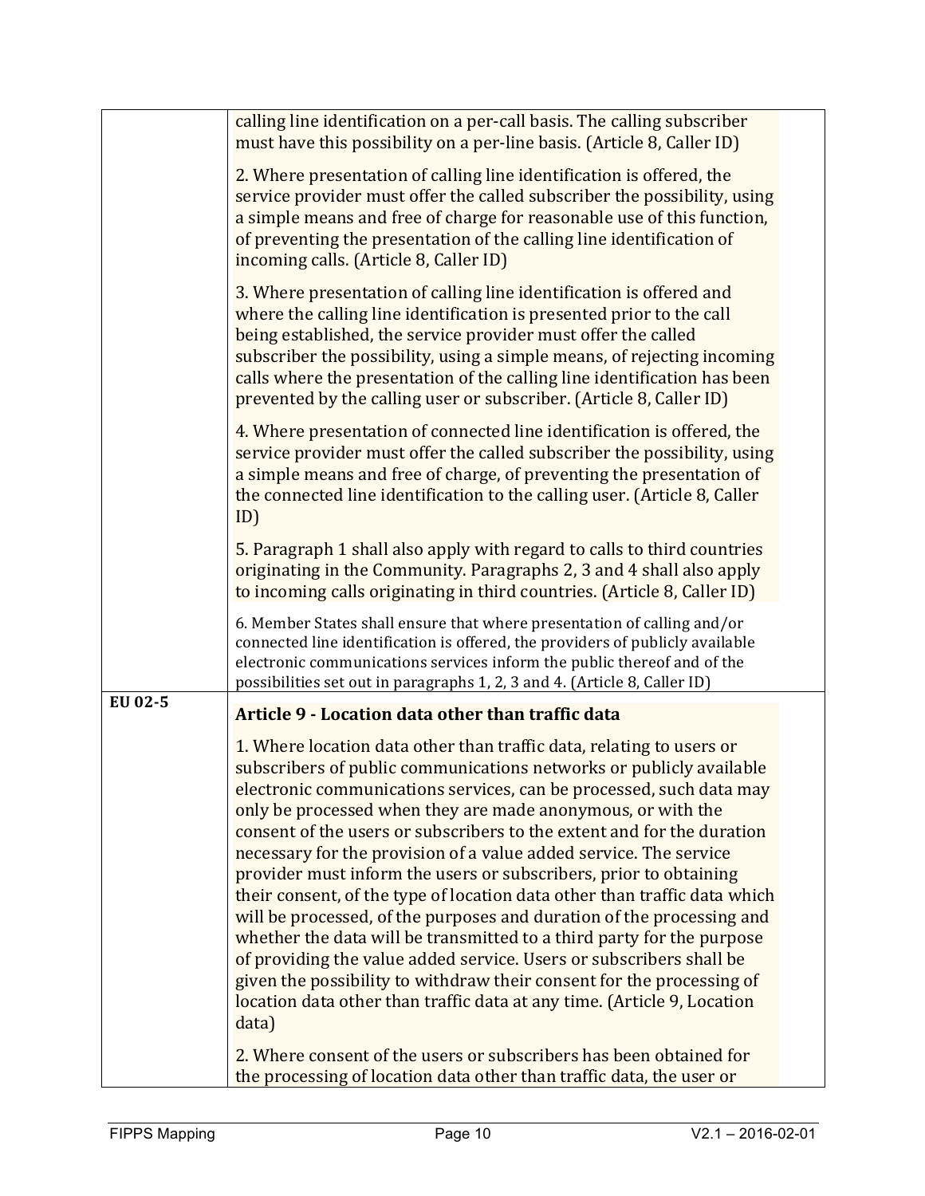| | | |
|---|---|---|
| | calling line identification on a per-call basis. The calling subscriber must have this possibility on a per-line basis. (Article 8, Caller ID)<br><br>2. Where presentation of calling line identification is offered, the service provider must offer the called subscriber the possibility, using a simple means and free of charge for reasonable use of this function, of preventing the presentation of the calling line identification of incoming calls. (Article 8, Caller ID)<br><br>3. Where presentation of calling line identification is offered and where the calling line identification is presented prior to the call being established, the service provider must offer the called subscriber the possibility, using a simple means, of rejecting incoming calls where the presentation of the calling line identification has been prevented by the calling user or subscriber. (Article 8, Caller ID)<br><br>4. Where presentation of connected line identification is offered, the service provider must offer the called subscriber the possibility, using a simple means and free of charge, of preventing the presentation of the connected line identification to the calling user. (Article 8, Caller ID)<br><br>5. Paragraph 1 shall also apply with regard to calls to third countries originating in the Community. Paragraphs 2, 3 and 4 shall also apply to incoming calls originating in third countries. (Article 8, Caller ID)<br><br>6. Member States shall ensure that where presentation of calling and/or connected line identification is offered, the providers of publicly available electronic communications services inform the public thereof and of the possibilities set out in paragraphs 1, 2, 3 and 4. (Article 8, Caller ID) | |
| **EU 02-5** | **Article 9 - Location data other than traffic data**<br><br>1. Where location data other than traffic data, relating to users or subscribers of public communications networks or publicly available electronic communications services, can be processed, such data may only be processed when they are made anonymous, or with the consent of the users or subscribers to the extent and for the duration necessary for the provision of a value added service. The service provider must inform the users or subscribers, prior to obtaining their consent, of the type of location data other than traffic data which will be processed, of the purposes and duration of the processing and whether the data will be transmitted to a third party for the purpose of providing the value added service. Users or subscribers shall be given the possibility to withdraw their consent for the processing of location data other than traffic data at any time. (Article 9, Location data)<br><br>2. Where consent of the users or subscribers has been obtained for the processing of location data other than traffic data, the user or | |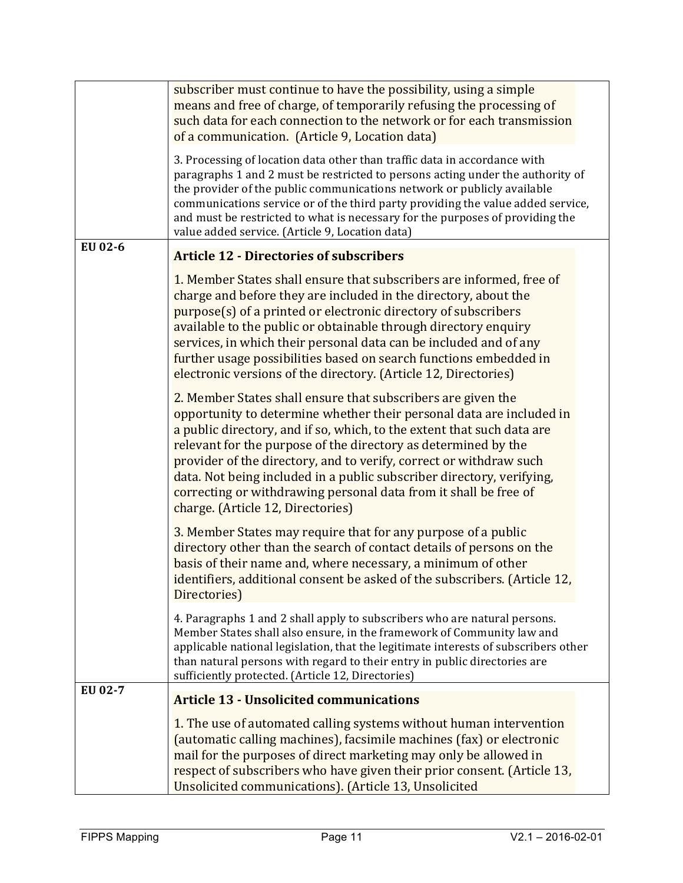| | |
|---|---|
| | subscriber must continue to have the possibility, using a simple means and free of charge, of temporarily refusing the processing of such data for each connection to the network or for each transmission of a communication. (Article 9, Location data)<br><br>3. Processing of location data other than traffic data in accordance with paragraphs 1 and 2 must be restricted to persons acting under the authority of the provider of the public communications network or publicly available communications service or of the third party providing the value added service, and must be restricted to what is necessary for the purposes of providing the value added service. (Article 9, Location data) |
| **EU 02-6** | **Article 12 - Directories of subscribers**<br><br>1. Member States shall ensure that subscribers are informed, free of charge and before they are included in the directory, about the purpose(s) of a printed or electronic directory of subscribers available to the public or obtainable through directory enquiry services, in which their personal data can be included and of any further usage possibilities based on search functions embedded in electronic versions of the directory. (Article 12, Directories)<br><br>2. Member States shall ensure that subscribers are given the opportunity to determine whether their personal data are included in a public directory, and if so, which, to the extent that such data are relevant for the purpose of the directory as determined by the provider of the directory, and to verify, correct or withdraw such data. Not being included in a public subscriber directory, verifying, correcting or withdrawing personal data from it shall be free of charge. (Article 12, Directories)<br><br>3. Member States may require that for any purpose of a public directory other than the search of contact details of persons on the basis of their name and, where necessary, a minimum of other identifiers, additional consent be asked of the subscribers. (Article 12, Directories)<br><br>4. Paragraphs 1 and 2 shall apply to subscribers who are natural persons. Member States shall also ensure, in the framework of Community law and applicable national legislation, that the legitimate interests of subscribers other than natural persons with regard to their entry in public directories are sufficiently protected. (Article 12, Directories) |
| **EU 02-7** | **Article 13 - Unsolicited communications**<br><br>1. The use of automated calling systems without human intervention (automatic calling machines), facsimile machines (fax) or electronic mail for the purposes of direct marketing may only be allowed in respect of subscribers who have given their prior consent. (Article 13, Unsolicited communications). (Article 13, Unsolicited |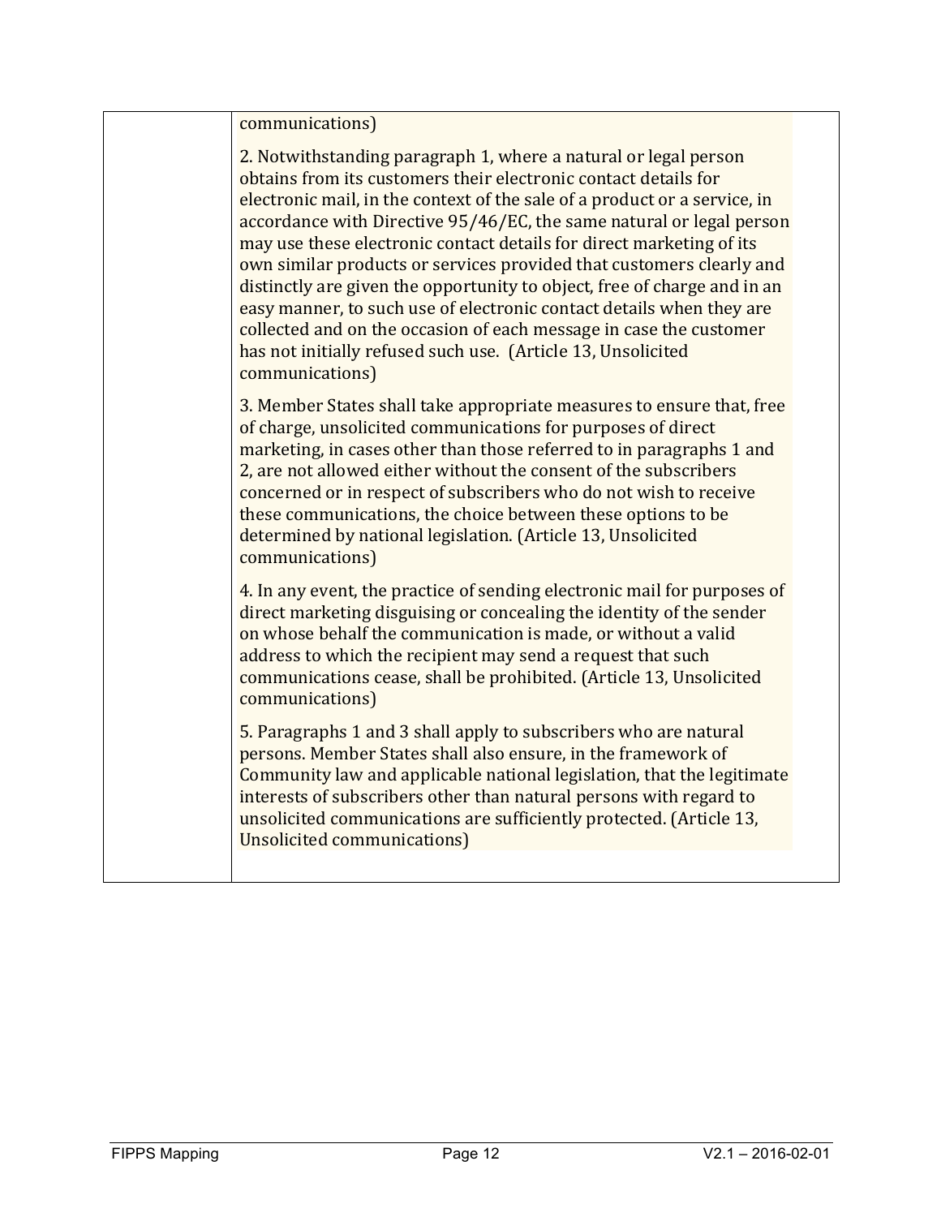| | |
|---|---|
| | communications)<br><br>2. Notwithstanding paragraph 1, where a natural or legal person obtains from its customers their electronic contact details for electronic mail, in the context of the sale of a product or a service, in accordance with Directive 95/46/EC, the same natural or legal person may use these electronic contact details for direct marketing of its own similar products or services provided that customers clearly and distinctly are given the opportunity to object, free of charge and in an easy manner, to such use of electronic contact details when they are collected and on the occasion of each message in case the customer has not initially refused such use. (Article 13, Unsolicited communications)<br><br>3. Member States shall take appropriate measures to ensure that, free of charge, unsolicited communications for purposes of direct marketing, in cases other than those referred to in paragraphs 1 and 2, are not allowed either without the consent of the subscribers concerned or in respect of subscribers who do not wish to receive these communications, the choice between these options to be determined by national legislation. (Article 13, Unsolicited communications)<br><br>4. In any event, the practice of sending electronic mail for purposes of direct marketing disguising or concealing the identity of the sender on whose behalf the communication is made, or without a valid address to which the recipient may send a request that such communications cease, shall be prohibited. (Article 13, Unsolicited communications)<br><br>5. Paragraphs 1 and 3 shall apply to subscribers who are natural persons. Member States shall also ensure, in the framework of Community law and applicable national legislation, that the legitimate interests of subscribers other than natural persons with regard to unsolicited communications are sufficiently protected. (Article 13, Unsolicited communications) |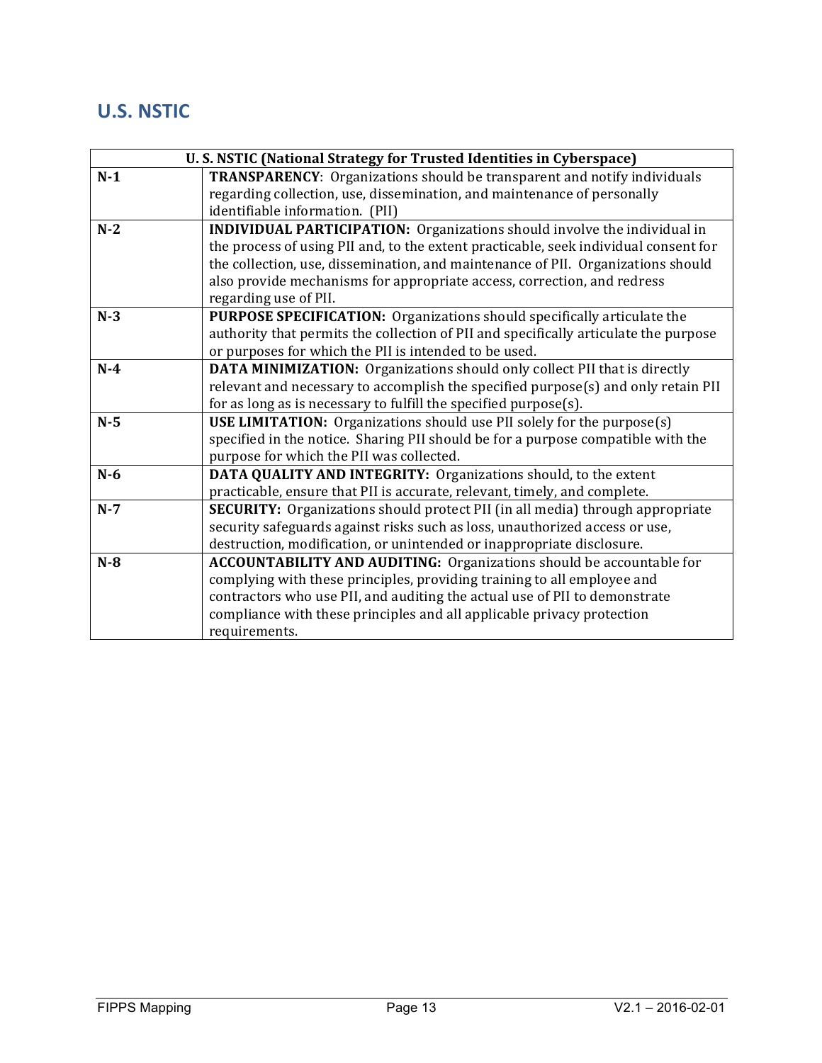## U.S. NSTIC

| U. S. NSTIC (National Strategy for Trusted Identities in Cyberspace) | |
|---|---|
| **N-1** | **TRANSPARENCY**: Organizations should be transparent and notify individuals regarding collection, use, dissemination, and maintenance of personally identifiable information. (PII) |
| **N-2** | **INDIVIDUAL PARTICIPATION:** Organizations should involve the individual in the process of using PII and, to the extent practicable, seek individual consent for the collection, use, dissemination, and maintenance of PII. Organizations should also provide mechanisms for appropriate access, correction, and redress regarding use of PII. |
| **N-3** | **PURPOSE SPECIFICATION:** Organizations should specifically articulate the authority that permits the collection of PII and specifically articulate the purpose or purposes for which the PII is intended to be used. |
| **N-4** | **DATA MINIMIZATION:** Organizations should only collect PII that is directly relevant and necessary to accomplish the specified purpose(s) and only retain PII for as long as is necessary to fulfill the specified purpose(s). |
| **N-5** | **USE LIMITATION:** Organizations should use PII solely for the purpose(s) specified in the notice. Sharing PII should be for a purpose compatible with the purpose for which the PII was collected. |
| **N-6** | **DATA QUALITY AND INTEGRITY:** Organizations should, to the extent practicable, ensure that PII is accurate, relevant, timely, and complete. |
| **N-7** | **SECURITY:** Organizations should protect PII (in all media) through appropriate security safeguards against risks such as loss, unauthorized access or use, destruction, modification, or unintended or inappropriate disclosure. |
| **N-8** | **ACCOUNTABILITY AND AUDITING:** Organizations should be accountable for complying with these principles, providing training to all employee and contractors who use PII, and auditing the actual use of PII to demonstrate compliance with these principles and all applicable privacy protection requirements. |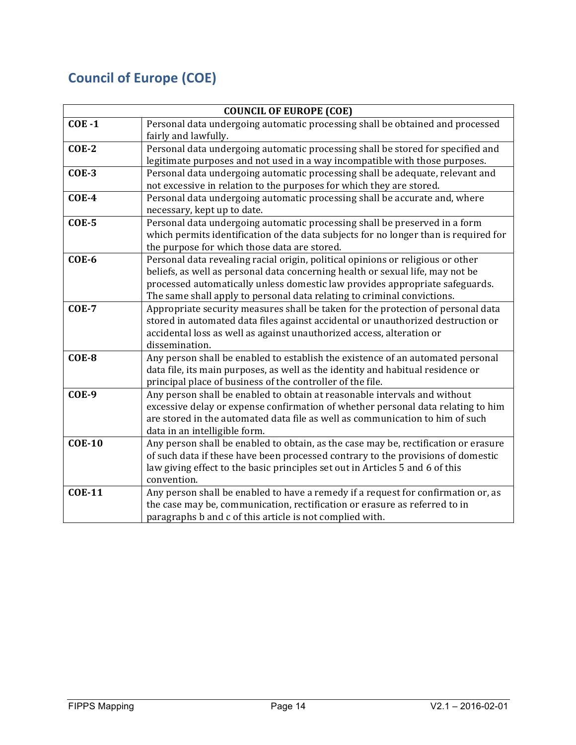## Council of Europe (COE)

| COUNCIL OF EUROPE (COE) | |
|---|---|
| **COE -1** | Personal data undergoing automatic processing shall be obtained and processed fairly and lawfully. |
| **COE-2** | Personal data undergoing automatic processing shall be stored for specified and legitimate purposes and not used in a way incompatible with those purposes. |
| **COE-3** | Personal data undergoing automatic processing shall be adequate, relevant and not excessive in relation to the purposes for which they are stored. |
| **COE-4** | Personal data undergoing automatic processing shall be accurate and, where necessary, kept up to date. |
| **COE-5** | Personal data undergoing automatic processing shall be preserved in a form which permits identification of the data subjects for no longer than is required for the purpose for which those data are stored. |
| **COE-6** | Personal data revealing racial origin, political opinions or religious or other beliefs, as well as personal data concerning health or sexual life, may not be processed automatically unless domestic law provides appropriate safeguards. The same shall apply to personal data relating to criminal convictions. |
| **COE-7** | Appropriate security measures shall be taken for the protection of personal data stored in automated data files against accidental or unauthorized destruction or accidental loss as well as against unauthorized access, alteration or dissemination. |
| **COE-8** | Any person shall be enabled to establish the existence of an automated personal data file, its main purposes, as well as the identity and habitual residence or principal place of business of the controller of the file. |
| **COE-9** | Any person shall be enabled to obtain at reasonable intervals and without excessive delay or expense confirmation of whether personal data relating to him are stored in the automated data file as well as communication to him of such data in an intelligible form. |
| **COE-10** | Any person shall be enabled to obtain, as the case may be, rectification or erasure of such data if these have been processed contrary to the provisions of domestic law giving effect to the basic principles set out in Articles 5 and 6 of this convention. |
| **COE-11** | Any person shall be enabled to have a remedy if a request for confirmation or, as the case may be, communication, rectification or erasure as referred to in paragraphs b and c of this article is not complied with. |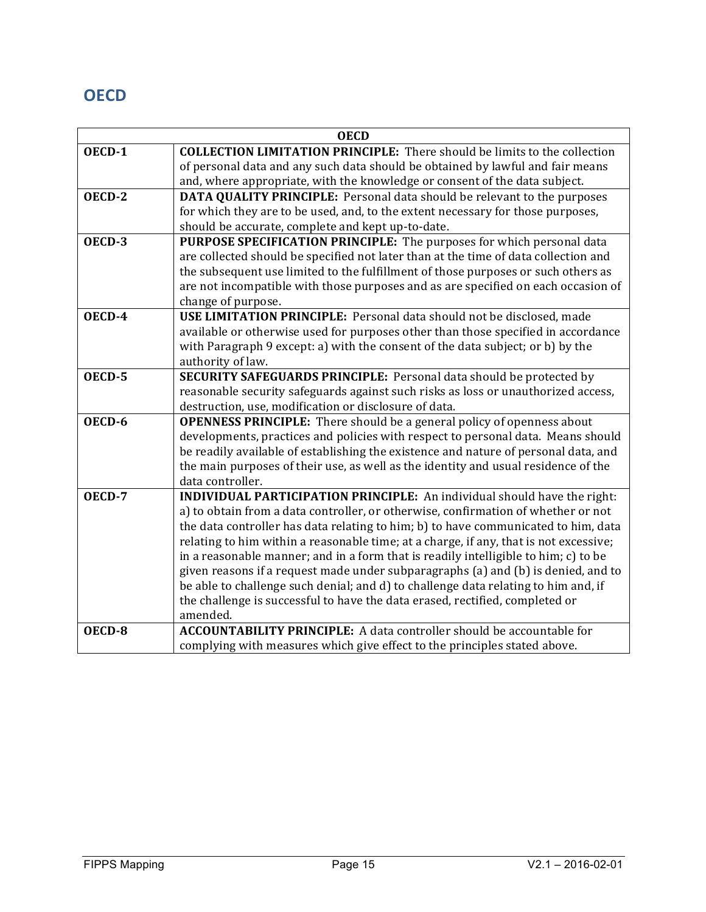## OECD

| OECD | |
|---|---|
| **OECD-1** | **COLLECTION LIMITATION PRINCIPLE:** There should be limits to the collection of personal data and any such data should be obtained by lawful and fair means and, where appropriate, with the knowledge or consent of the data subject. |
| **OECD-2** | **DATA QUALITY PRINCIPLE:** Personal data should be relevant to the purposes for which they are to be used, and, to the extent necessary for those purposes, should be accurate, complete and kept up-to-date. |
| **OECD-3** | **PURPOSE SPECIFICATION PRINCIPLE:** The purposes for which personal data are collected should be specified not later than at the time of data collection and the subsequent use limited to the fulfillment of those purposes or such others as are not incompatible with those purposes and as are specified on each occasion of change of purpose. |
| **OECD-4** | **USE LIMITATION PRINCIPLE:** Personal data should not be disclosed, made available or otherwise used for purposes other than those specified in accordance with Paragraph 9 except: a) with the consent of the data subject; or b) by the authority of law. |
| **OECD-5** | **SECURITY SAFEGUARDS PRINCIPLE:** Personal data should be protected by reasonable security safeguards against such risks as loss or unauthorized access, destruction, use, modification or disclosure of data. |
| **OECD-6** | **OPENNESS PRINCIPLE:** There should be a general policy of openness about developments, practices and policies with respect to personal data. Means should be readily available of establishing the existence and nature of personal data, and the main purposes of their use, as well as the identity and usual residence of the data controller. |
| **OECD-7** | **INDIVIDUAL PARTICIPATION PRINCIPLE:** An individual should have the right: a) to obtain from a data controller, or otherwise, confirmation of whether or not the data controller has data relating to him; b) to have communicated to him, data relating to him within a reasonable time; at a charge, if any, that is not excessive; in a reasonable manner; and in a form that is readily intelligible to him; c) to be given reasons if a request made under subparagraphs (a) and (b) is denied, and to be able to challenge such denial; and d) to challenge data relating to him and, if the challenge is successful to have the data erased, rectified, completed or amended. |
| **OECD-8** | **ACCOUNTABILITY PRINCIPLE:** A data controller should be accountable for complying with measures which give effect to the principles stated above. |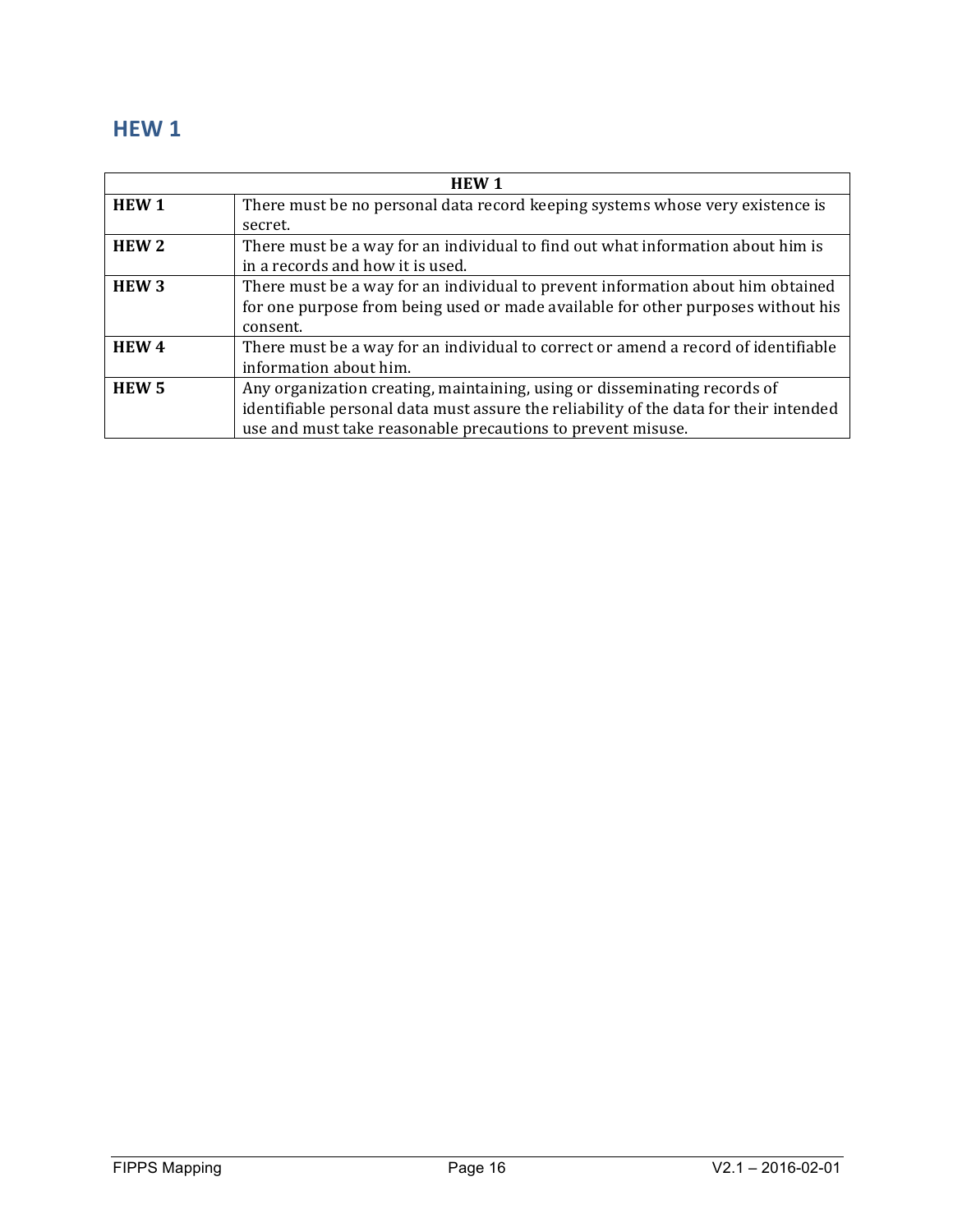## HEW 1

| HEW 1 | |
|---|---|
| **HEW 1** | There must be no personal data record keeping systems whose very existence is secret. |
| **HEW 2** | There must be a way for an individual to find out what information about him is in a records and how it is used. |
| **HEW 3** | There must be a way for an individual to prevent information about him obtained for one purpose from being used or made available for other purposes without his consent. |
| **HEW 4** | There must be a way for an individual to correct or amend a record of identifiable information about him. |
| **HEW 5** | Any organization creating, maintaining, using or disseminating records of identifiable personal data must assure the reliability of the data for their intended use and must take reasonable precautions to prevent misuse. |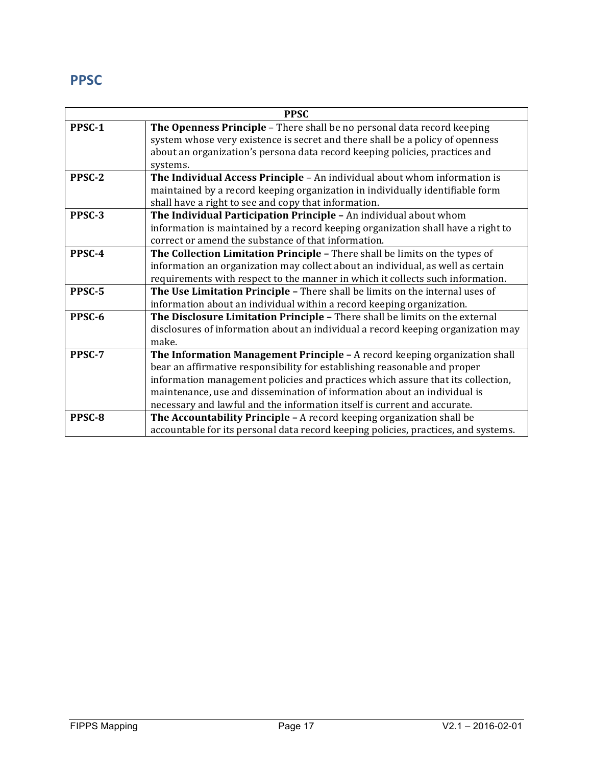## PPSC

| PPSC | |
|---|---|
| **PPSC-1** | **The Openness Principle** – There shall be no personal data record keeping system whose very existence is secret and there shall be a policy of openness about an organization's persona data record keeping policies, practices and systems. |
| **PPSC-2** | **The Individual Access Principle** – An individual about whom information is maintained by a record keeping organization in individually identifiable form shall have a right to see and copy that information. |
| **PPSC-3** | **The Individual Participation Principle –** An individual about whom information is maintained by a record keeping organization shall have a right to correct or amend the substance of that information. |
| **PPSC-4** | **The Collection Limitation Principle –** There shall be limits on the types of information an organization may collect about an individual, as well as certain requirements with respect to the manner in which it collects such information. |
| **PPSC-5** | **The Use Limitation Principle –** There shall be limits on the internal uses of information about an individual within a record keeping organization. |
| **PPSC-6** | **The Disclosure Limitation Principle –** There shall be limits on the external disclosures of information about an individual a record keeping organization may make. |
| **PPSC-7** | **The Information Management Principle –** A record keeping organization shall bear an affirmative responsibility for establishing reasonable and proper information management policies and practices which assure that its collection, maintenance, use and dissemination of information about an individual is necessary and lawful and the information itself is current and accurate. |
| **PPSC-8** | **The Accountability Principle –** A record keeping organization shall be accountable for its personal data record keeping policies, practices, and systems. |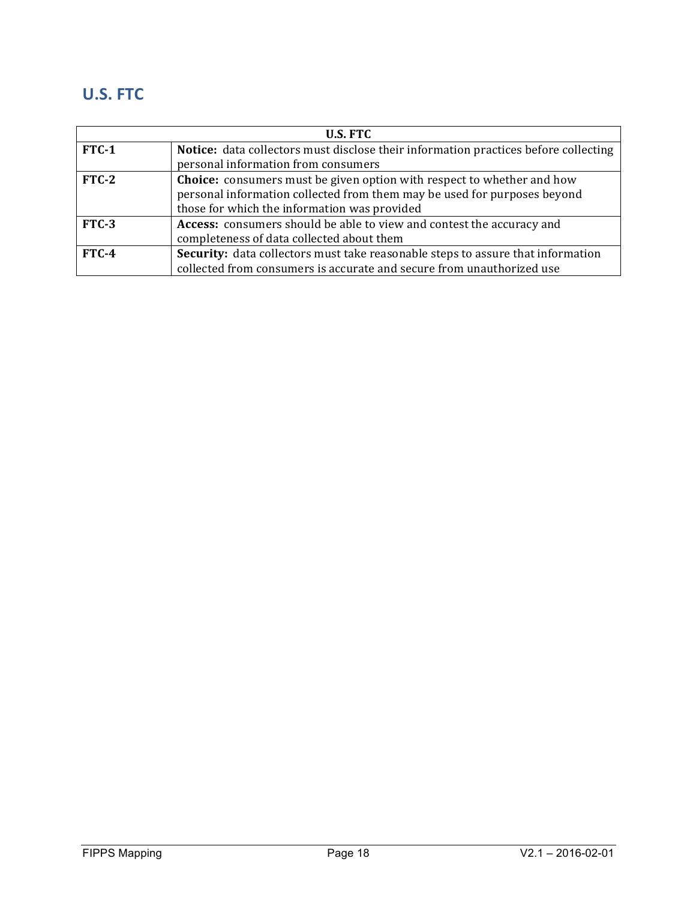## U.S. FTC

| U.S. FTC | |
|---|---|
| **FTC-1** | **Notice:** data collectors must disclose their information practices before collecting personal information from consumers |
| **FTC-2** | **Choice:** consumers must be given option with respect to whether and how personal information collected from them may be used for purposes beyond those for which the information was provided |
| **FTC-3** | **Access:** consumers should be able to view and contest the accuracy and completeness of data collected about them |
| **FTC-4** | **Security:** data collectors must take reasonable steps to assure that information collected from consumers is accurate and secure from unauthorized use |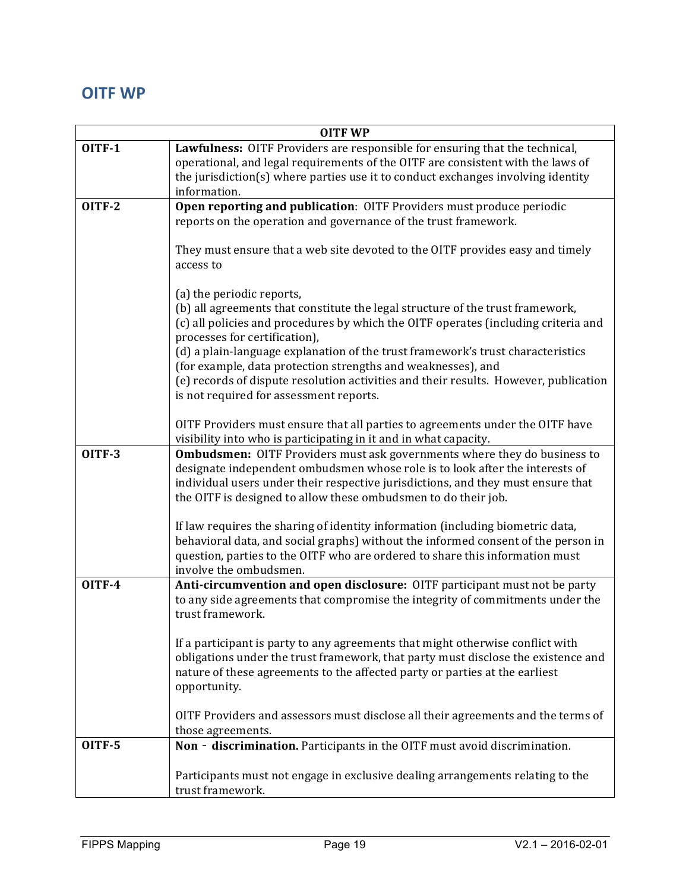## OITF WP

| OITF WP | |
|---|---|
| **OITF-1** | **Lawfulness:** OITF Providers are responsible for ensuring that the technical, operational, and legal requirements of the OITF are consistent with the laws of the jurisdiction(s) where parties use it to conduct exchanges involving identity information. |
| **OITF-2** | **Open reporting and publication**: OITF Providers must produce periodic reports on the operation and governance of the trust framework.<br><br>They must ensure that a web site devoted to the OITF provides easy and timely access to<br><br>(a) the periodic reports,<br>(b) all agreements that constitute the legal structure of the trust framework,<br>(c) all policies and procedures by which the OITF operates (including criteria and processes for certification),<br>(d) a plain-language explanation of the trust framework's trust characteristics (for example, data protection strengths and weaknesses), and<br>(e) records of dispute resolution activities and their results. However, publication is not required for assessment reports.<br><br>OITF Providers must ensure that all parties to agreements under the OITF have visibility into who is participating in it and in what capacity. |
| **OITF-3** | **Ombudsmen:** OITF Providers must ask governments where they do business to designate independent ombudsmen whose role is to look after the interests of individual users under their respective jurisdictions, and they must ensure that the OITF is designed to allow these ombudsmen to do their job.<br><br>If law requires the sharing of identity information (including biometric data, behavioral data, and social graphs) without the informed consent of the person in question, parties to the OITF who are ordered to share this information must involve the ombudsmen. |
| **OITF-4** | **Anti-circumvention and open disclosure:** OITF participant must not be party to any side agreements that compromise the integrity of commitments under the trust framework.<br><br>If a participant is party to any agreements that might otherwise conflict with obligations under the trust framework, that party must disclose the existence and nature of these agreements to the affected party or parties at the earliest opportunity.<br><br>OITF Providers and assessors must disclose all their agreements and the terms of those agreements. |
| **OITF-5** | **Non - discrimination.** Participants in the OITF must avoid discrimination.<br><br>Participants must not engage in exclusive dealing arrangements relating to the trust framework. |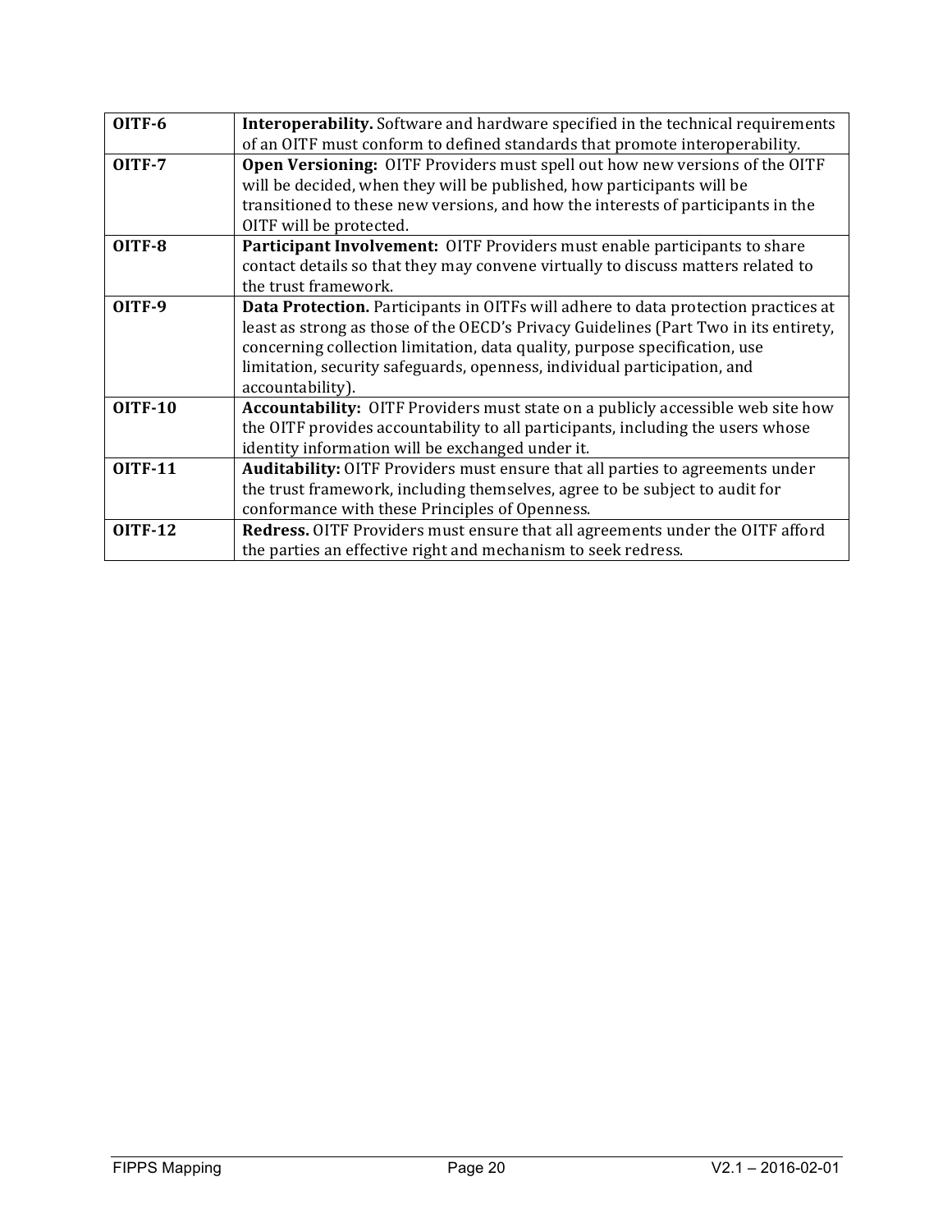| | |
|---|---|
| **OITF-6** | **Interoperability.** Software and hardware specified in the technical requirements of an OITF must conform to defined standards that promote interoperability. |
| **OITF-7** | **Open Versioning:** OITF Providers must spell out how new versions of the OITF will be decided, when they will be published, how participants will be transitioned to these new versions, and how the interests of participants in the OITF will be protected. |
| **OITF-8** | **Participant Involvement:** OITF Providers must enable participants to share contact details so that they may convene virtually to discuss matters related to the trust framework. |
| **OITF-9** | **Data Protection.** Participants in OITFs will adhere to data protection practices at least as strong as those of the OECD's Privacy Guidelines (Part Two in its entirety, concerning collection limitation, data quality, purpose specification, use limitation, security safeguards, openness, individual participation, and accountability). |
| **OITF-10** | **Accountability:** OITF Providers must state on a publicly accessible web site how the OITF provides accountability to all participants, including the users whose identity information will be exchanged under it. |
| **OITF-11** | **Auditability:** OITF Providers must ensure that all parties to agreements under the trust framework, including themselves, agree to be subject to audit for conformance with these Principles of Openness. |
| **OITF-12** | **Redress.** OITF Providers must ensure that all agreements under the OITF afford the parties an effective right and mechanism to seek redress. |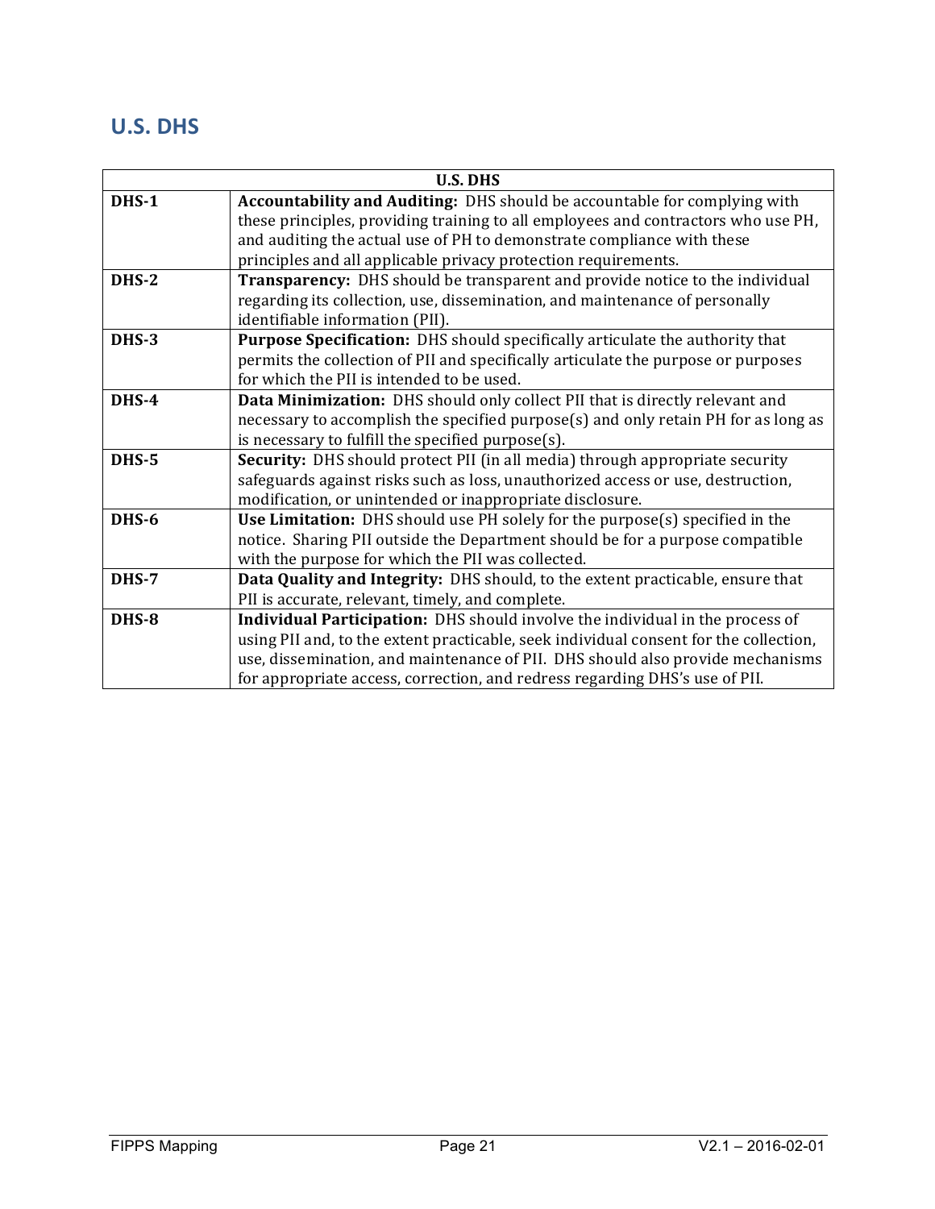## U.S. DHS

| U.S. DHS | |
|---|---|
| **DHS-1** | **Accountability and Auditing:** DHS should be accountable for complying with these principles, providing training to all employees and contractors who use PII, and auditing the actual use of PII to demonstrate compliance with these principles and all applicable privacy protection requirements. |
| **DHS-2** | **Transparency:** DHS should be transparent and provide notice to the individual regarding its collection, use, dissemination, and maintenance of personally identifiable information (PII). |
| **DHS-3** | **Purpose Specification:** DHS should specifically articulate the authority that permits the collection of PII and specifically articulate the purpose or purposes for which the PII is intended to be used. |
| **DHS-4** | **Data Minimization:** DHS should only collect PII that is directly relevant and necessary to accomplish the specified purpose(s) and only retain PII for as long as is necessary to fulfill the specified purpose(s). |
| **DHS-5** | **Security:** DHS should protect PII (in all media) through appropriate security safeguards against risks such as loss, unauthorized access or use, destruction, modification, or unintended or inappropriate disclosure. |
| **DHS-6** | **Use Limitation:** DHS should use PII solely for the purpose(s) specified in the notice. Sharing PII outside the Department should be for a purpose compatible with the purpose for which the PII was collected. |
| **DHS-7** | **Data Quality and Integrity:** DHS should, to the extent practicable, ensure that PII is accurate, relevant, timely, and complete. |
| **DHS-8** | **Individual Participation:** DHS should involve the individual in the process of using PII and, to the extent practicable, seek individual consent for the collection, use, dissemination, and maintenance of PII. DHS should also provide mechanisms for appropriate access, correction, and redress regarding DHS's use of PII. |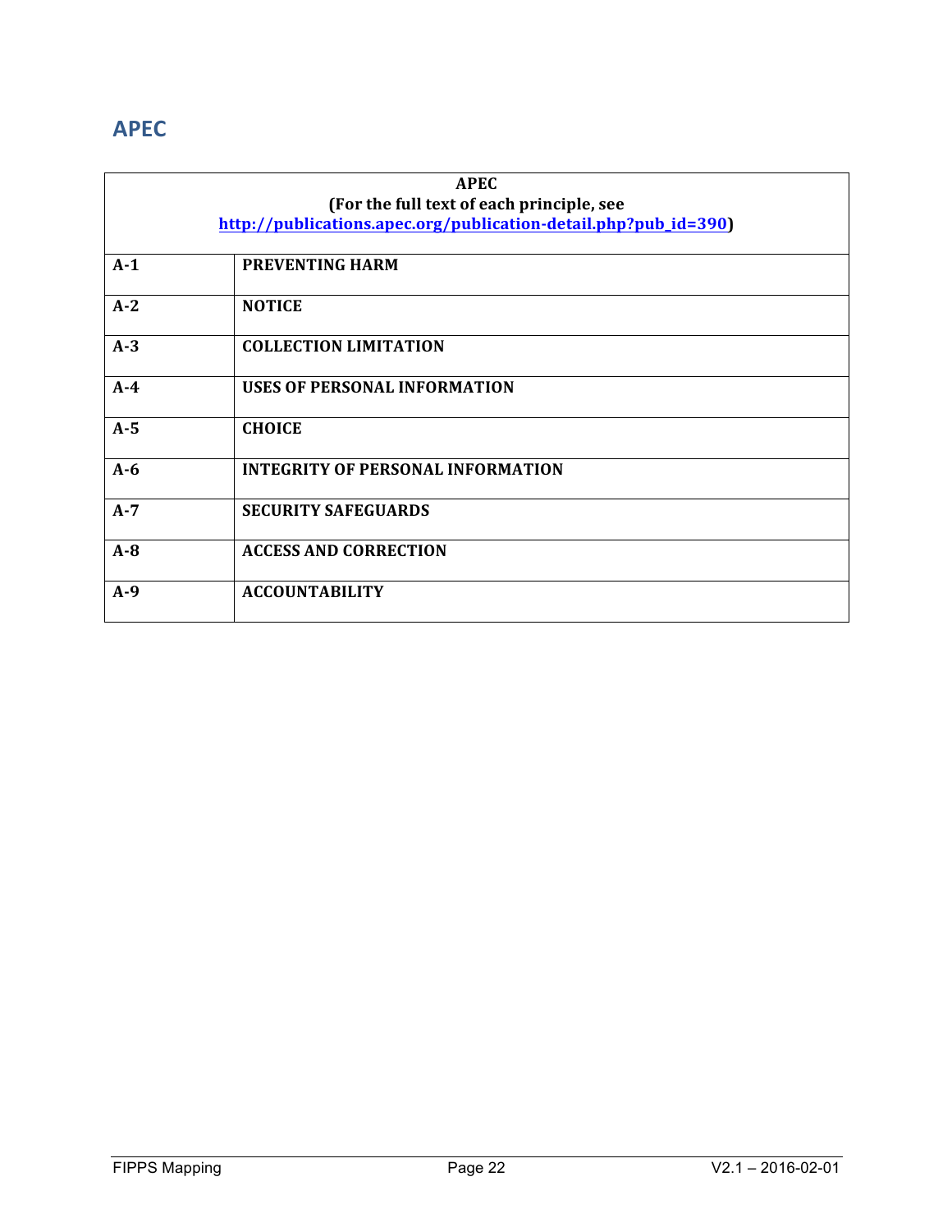## APEC

| APEC<br>(For the full text of each principle, see http://publications.apec.org/publication-detail.php?pub_id=390) | |
|---|---|
| **A-1** | **PREVENTING HARM** |
| **A-2** | **NOTICE** |
| **A-3** | **COLLECTION LIMITATION** |
| **A-4** | **USES OF PERSONAL INFORMATION** |
| **A-5** | **CHOICE** |
| **A-6** | **INTEGRITY OF PERSONAL INFORMATION** |
| **A-7** | **SECURITY SAFEGUARDS** |
| **A-8** | **ACCESS AND CORRECTION** |
| **A-9** | **ACCOUNTABILITY** |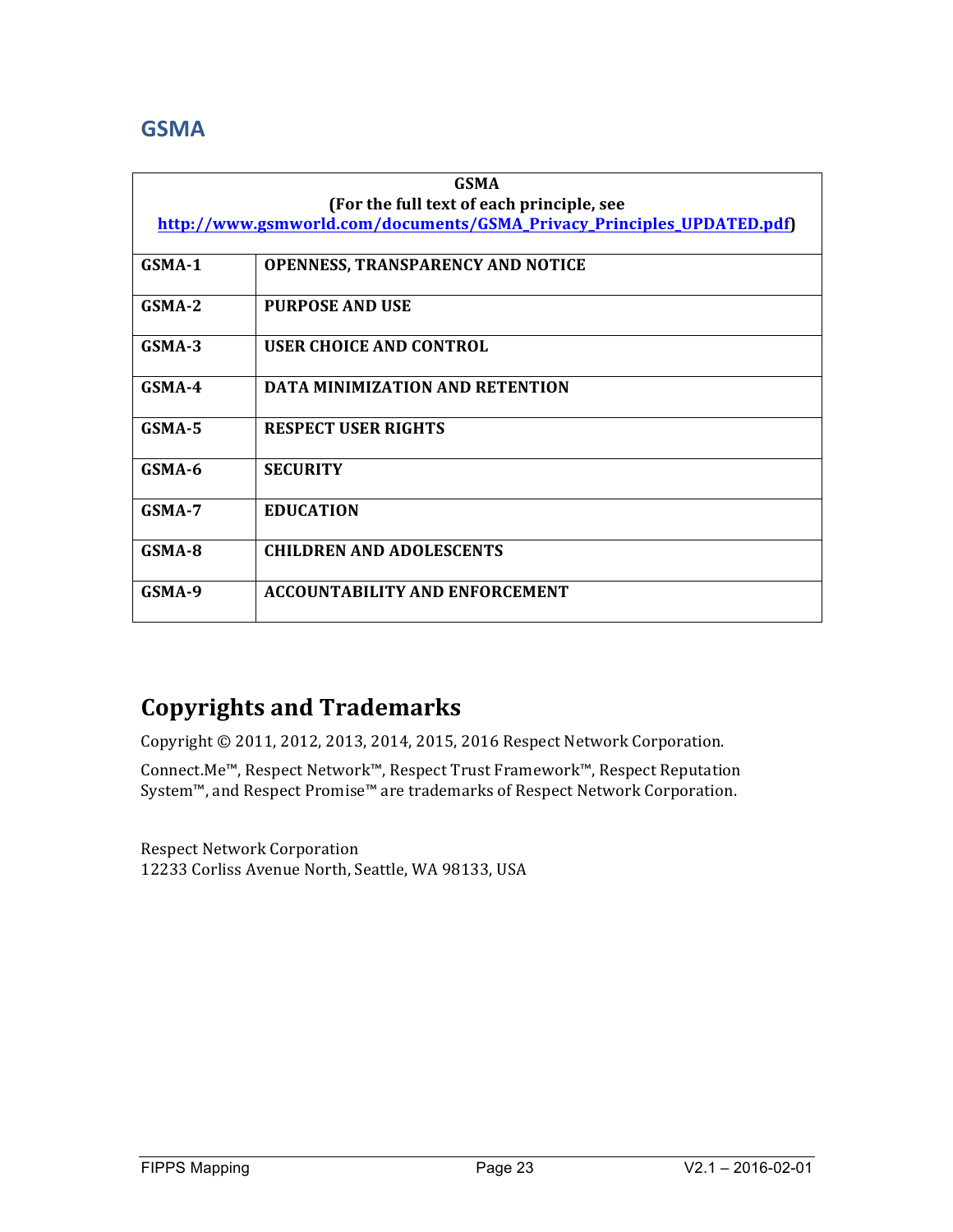## GSMA

| GSMA<br>(For the full text of each principle, see [http://www.gsmworld.com/documents/GSMA_Privacy_Principles_UPDATED.pdf](http://www.gsmworld.com/documents/GSMA_Privacy_Principles_UPDATED.pdf)) | |
|---|---|
| **GSMA-1** | **OPENNESS, TRANSPARENCY AND NOTICE** |
| **GSMA-2** | **PURPOSE AND USE** |
| **GSMA-3** | **USER CHOICE AND CONTROL** |
| **GSMA-4** | **DATA MINIMIZATION AND RETENTION** |
| **GSMA-5** | **RESPECT USER RIGHTS** |
| **GSMA-6** | **SECURITY** |
| **GSMA-7** | **EDUCATION** |
| **GSMA-8** | **CHILDREN AND ADOLESCENTS** |
| **GSMA-9** | **ACCOUNTABILITY AND ENFORCEMENT** |

# Copyrights and Trademarks

Copyright © 2011, 2012, 2013, 2014, 2015, 2016 Respect Network Corporation.

Connect.Me™, Respect Network™, Respect Trust Framework™, Respect Reputation System™, and Respect Promise™ are trademarks of Respect Network Corporation.

Respect Network Corporation
12233 Corliss Avenue North, Seattle, WA 98133, USA